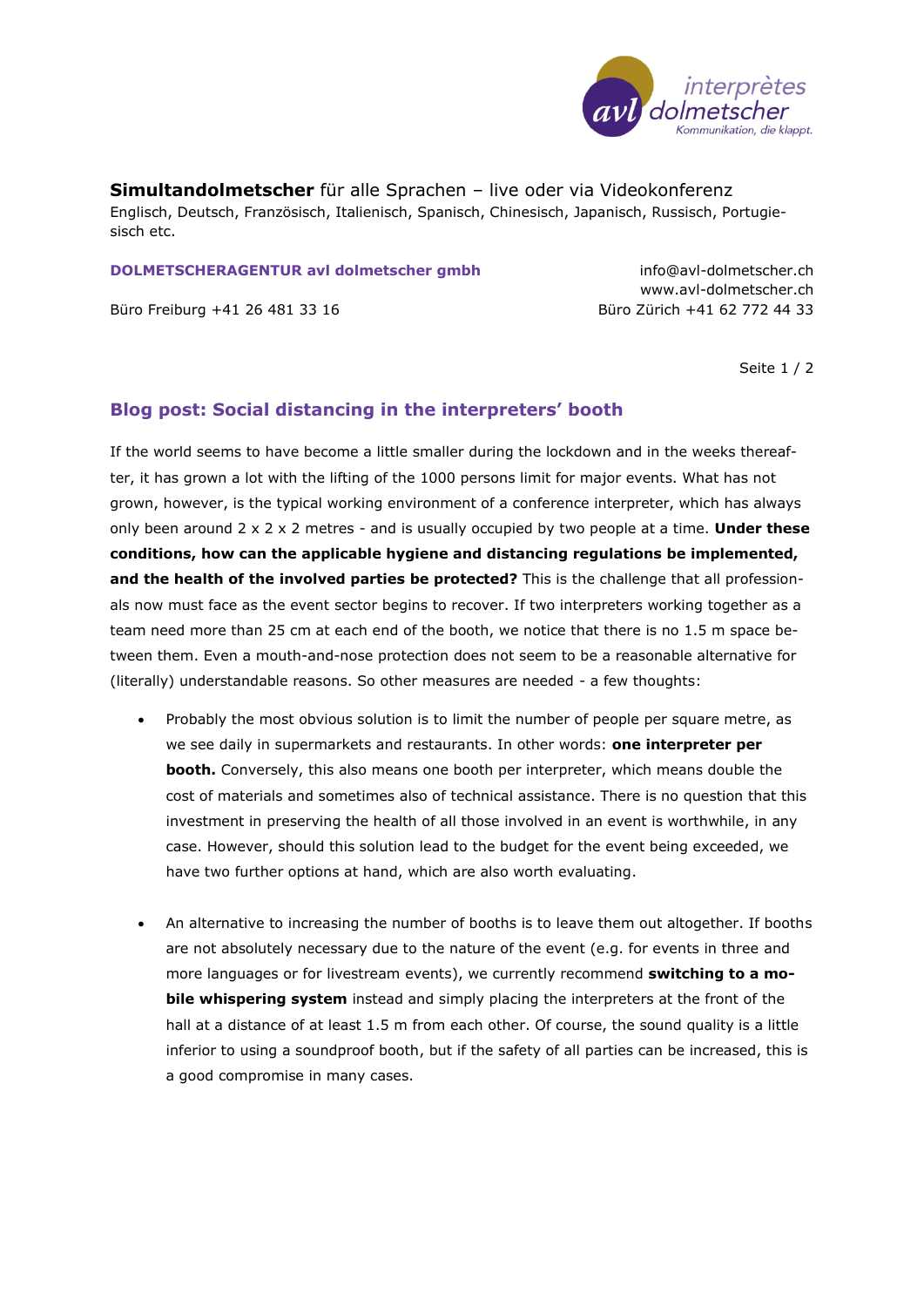**Simultandolmetscher** für alle Sprachen – live oder via Videokonferenz
Englisch, Deutsch, Französisch, Italienisch, Spanisch, Chinesisch, Japanisch, Russisch, Portugiesisch etc.

**DOLMETSCHERAGENTUR avl dolmetscher gmbh**

info@avl-dolmetscher.ch
www.avl-dolmetscher.ch

Büro Freiburg +41 26 481 33 16

Büro Zürich +41 62 772 44 33

## Blog post: Social distancing in the interpreters' booth

If the world seems to have become a little smaller during the lockdown and in the weeks thereafter, it has grown a lot with the lifting of the 1000 persons limit for major events. What has not grown, however, is the typical working environment of a conference interpreter, which has always only been around 2 x 2 x 2 metres - and is usually occupied by two people at a time. **Under these conditions, how can the applicable hygiene and distancing regulations be implemented, and the health of the involved parties be protected?** This is the challenge that all professionals now must face as the event sector begins to recover. If two interpreters working together as a team need more than 25 cm at each end of the booth, we notice that there is no 1.5 m space between them. Even a mouth-and-nose protection does not seem to be a reasonable alternative for (literally) understandable reasons. So other measures are needed - a few thoughts:

- Probably the most obvious solution is to limit the number of people per square metre, as we see daily in supermarkets and restaurants. In other words: **one interpreter per booth.** Conversely, this also means one booth per interpreter, which means double the cost of materials and sometimes also of technical assistance. There is no question that this investment in preserving the health of all those involved in an event is worthwhile, in any case. However, should this solution lead to the budget for the event being exceeded, we have two further options at hand, which are also worth evaluating.

- An alternative to increasing the number of booths is to leave them out altogether. If booths are not absolutely necessary due to the nature of the event (e.g. for events in three and more languages or for livestream events), we currently recommend **switching to a mobile whispering system** instead and simply placing the interpreters at the front of the hall at a distance of at least 1.5 m from each other. Of course, the sound quality is a little inferior to using a soundproof booth, but if the safety of all parties can be increased, this is a good compromise in many cases.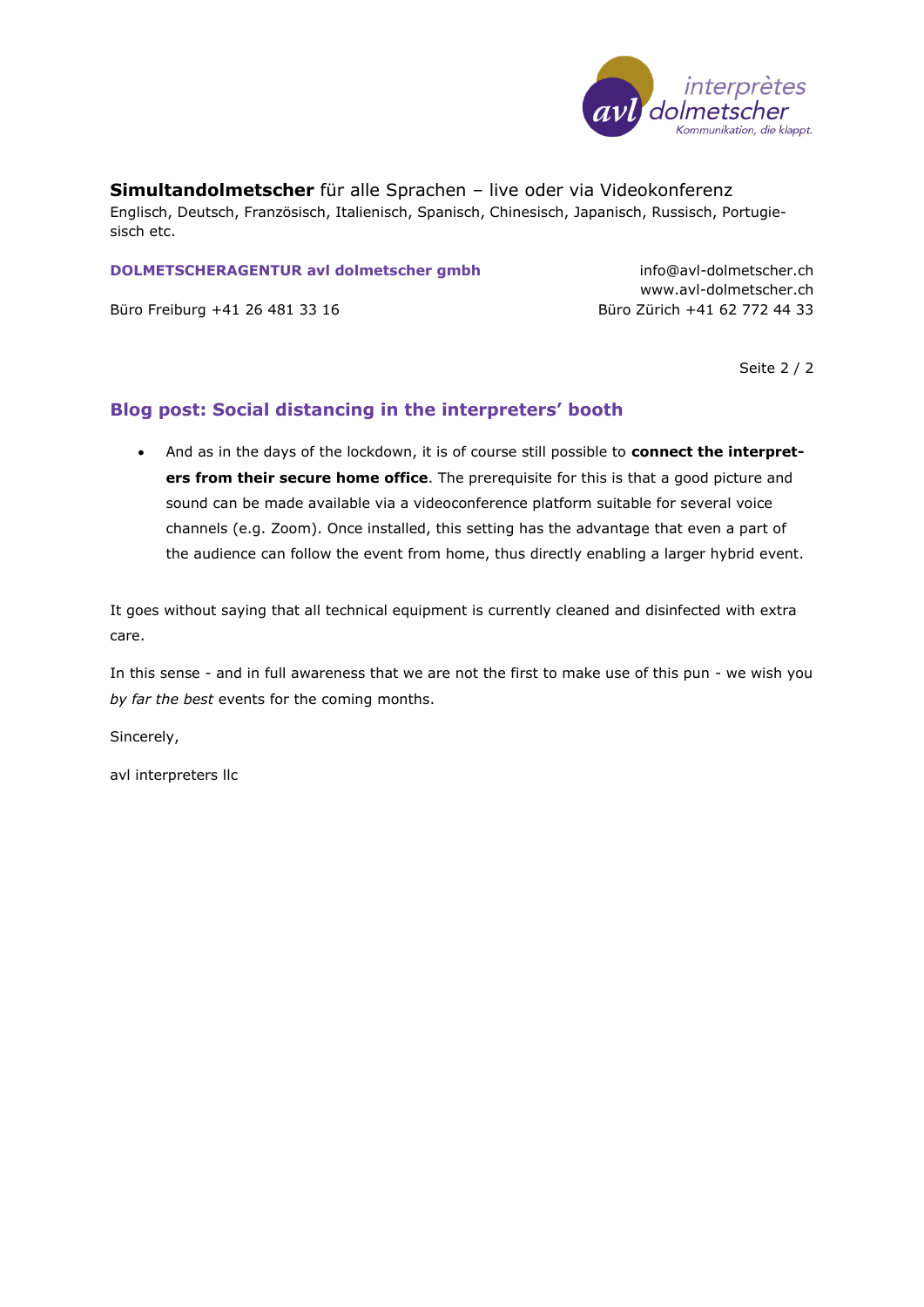## Blog post: Social distancing in the interpreters’ booth

- And as in the days of the lockdown, it is of course still possible to **connect the interpreters from their secure home office**. The prerequisite for this is that a good picture and sound can be made available via a videoconference platform suitable for several voice channels (e.g. Zoom). Once installed, this setting has the advantage that even a part of the audience can follow the event from home, thus directly enabling a larger hybrid event.

It goes without saying that all technical equipment is currently cleaned and disinfected with extra care.

In this sense - and in full awareness that we are not the first to make use of this pun - we wish you *by far the best* events for the coming months.

Sincerely,

avl interpreters llc